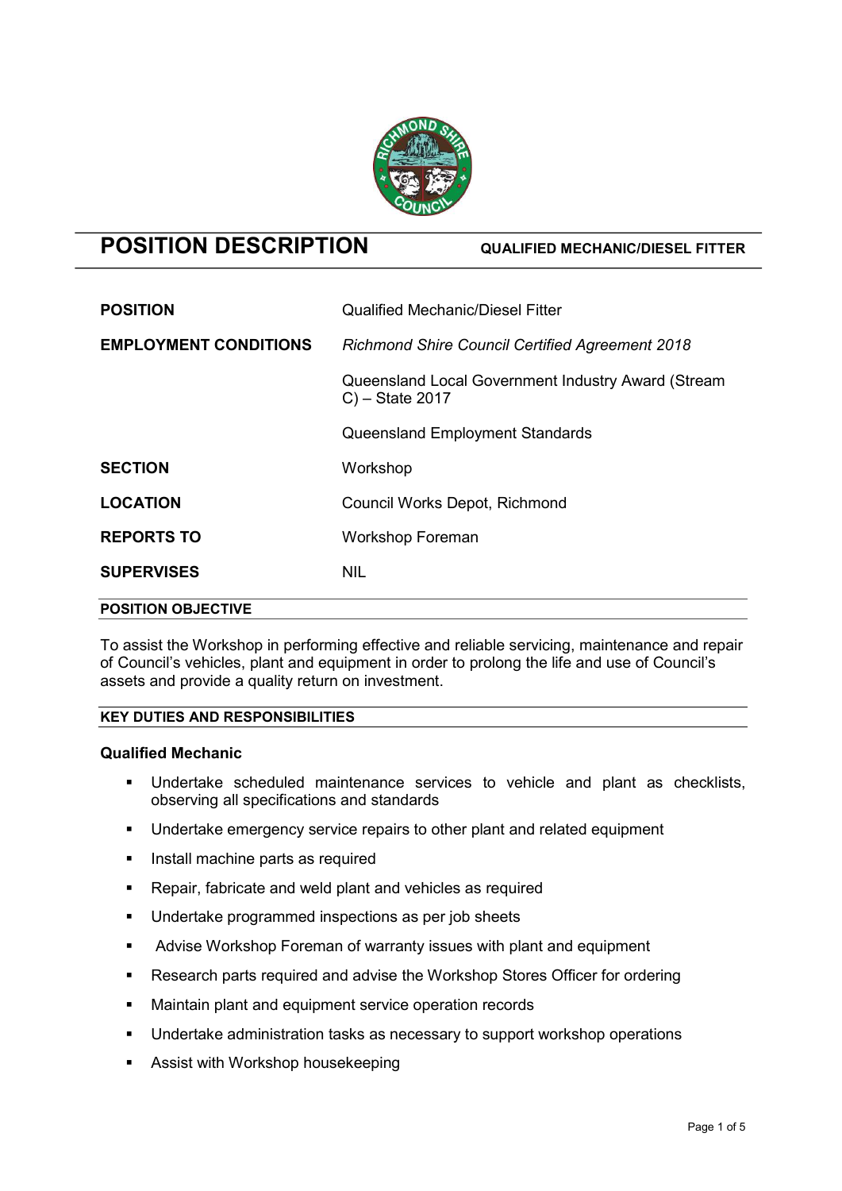# POSITION DESCRIPTION

**QUALIFIED MECHANIC/DIESEL FITTER**

| | |
|---|---|
| **POSITION** | Qualified Mechanic/Diesel Fitter |
| **EMPLOYMENT CONDITIONS** | *Richmond Shire Council Certified Agreement 2018* |
| | Queensland Local Government Industry Award (Stream C) – State 2017 |
| | Queensland Employment Standards |
| **SECTION** | Workshop |
| **LOCATION** | Council Works Depot, Richmond |
| **REPORTS TO** | Workshop Foreman |
| **SUPERVISES** | NIL |

## POSITION OBJECTIVE

To assist the Workshop in performing effective and reliable servicing, maintenance and repair of Council's vehicles, plant and equipment in order to prolong the life and use of Council's assets and provide a quality return on investment.

## KEY DUTIES AND RESPONSIBILITIES

### Qualified Mechanic

- Undertake scheduled maintenance services to vehicle and plant as checklists, observing all specifications and standards
- Undertake emergency service repairs to other plant and related equipment
- Install machine parts as required
- Repair, fabricate and weld plant and vehicles as required
- Undertake programmed inspections as per job sheets
- Advise Workshop Foreman of warranty issues with plant and equipment
- Research parts required and advise the Workshop Stores Officer for ordering
- Maintain plant and equipment service operation records
- Undertake administration tasks as necessary to support workshop operations
- Assist with Workshop housekeeping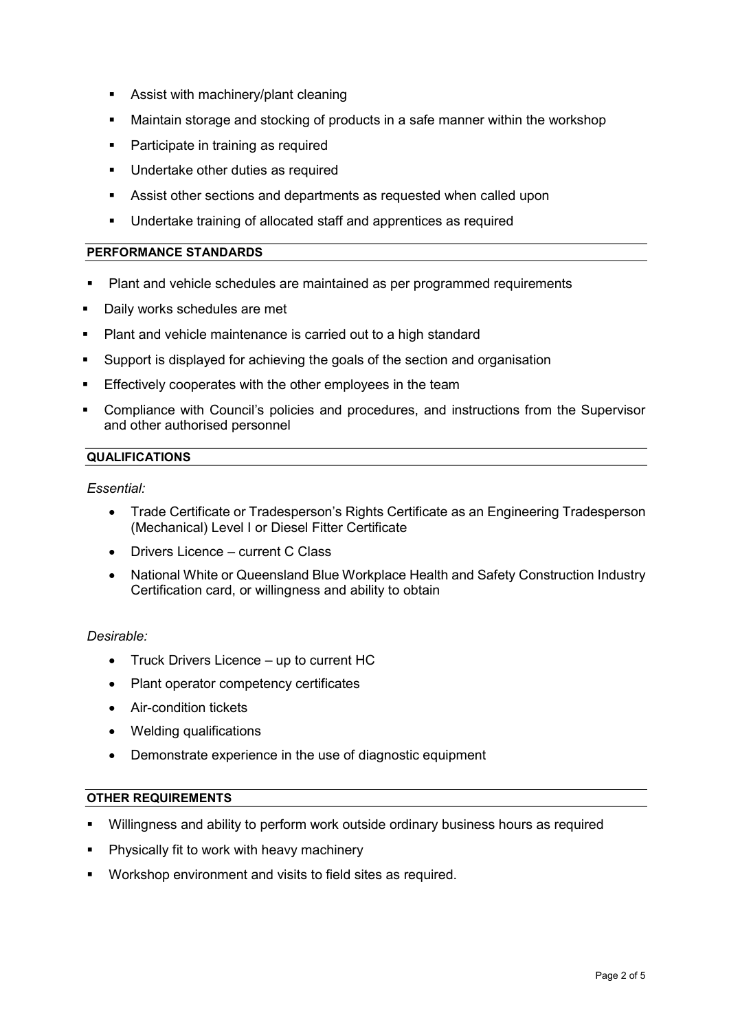- Assist with machinery/plant cleaning
- Maintain storage and stocking of products in a safe manner within the workshop
- Participate in training as required
- Undertake other duties as required
- Assist other sections and departments as requested when called upon
- Undertake training of allocated staff and apprentices as required

## PERFORMANCE STANDARDS

- Plant and vehicle schedules are maintained as per programmed requirements
- Daily works schedules are met
- Plant and vehicle maintenance is carried out to a high standard
- Support is displayed for achieving the goals of the section and organisation
- Effectively cooperates with the other employees in the team
- Compliance with Council's policies and procedures, and instructions from the Supervisor and other authorised personnel

## QUALIFICATIONS

*Essential:*

- Trade Certificate or Tradesperson's Rights Certificate as an Engineering Tradesperson (Mechanical) Level I or Diesel Fitter Certificate
- Drivers Licence – current C Class
- National White or Queensland Blue Workplace Health and Safety Construction Industry Certification card, or willingness and ability to obtain

*Desirable:*

- Truck Drivers Licence – up to current HC
- Plant operator competency certificates
- Air-condition tickets
- Welding qualifications
- Demonstrate experience in the use of diagnostic equipment

## OTHER REQUIREMENTS

- Willingness and ability to perform work outside ordinary business hours as required
- Physically fit to work with heavy machinery
- Workshop environment and visits to field sites as required.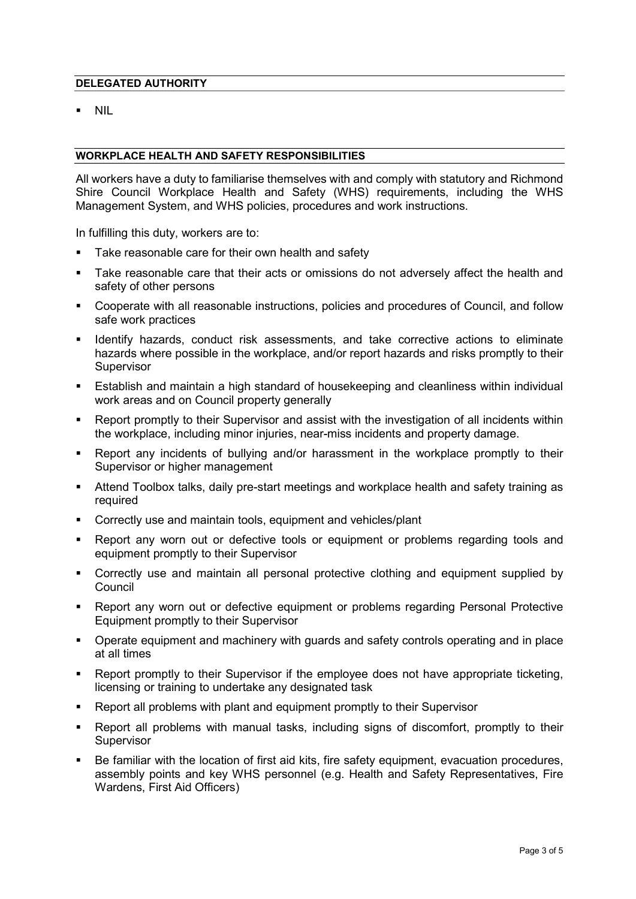## DELEGATED AUTHORITY

- NIL

## WORKPLACE HEALTH AND SAFETY RESPONSIBILITIES

All workers have a duty to familiarise themselves with and comply with statutory and Richmond Shire Council Workplace Health and Safety (WHS) requirements, including the WHS Management System, and WHS policies, procedures and work instructions.

In fulfilling this duty, workers are to:

- Take reasonable care for their own health and safety
- Take reasonable care that their acts or omissions do not adversely affect the health and safety of other persons
- Cooperate with all reasonable instructions, policies and procedures of Council, and follow safe work practices
- Identify hazards, conduct risk assessments, and take corrective actions to eliminate hazards where possible in the workplace, and/or report hazards and risks promptly to their Supervisor
- Establish and maintain a high standard of housekeeping and cleanliness within individual work areas and on Council property generally
- Report promptly to their Supervisor and assist with the investigation of all incidents within the workplace, including minor injuries, near-miss incidents and property damage.
- Report any incidents of bullying and/or harassment in the workplace promptly to their Supervisor or higher management
- Attend Toolbox talks, daily pre-start meetings and workplace health and safety training as required
- Correctly use and maintain tools, equipment and vehicles/plant
- Report any worn out or defective tools or equipment or problems regarding tools and equipment promptly to their Supervisor
- Correctly use and maintain all personal protective clothing and equipment supplied by Council
- Report any worn out or defective equipment or problems regarding Personal Protective Equipment promptly to their Supervisor
- Operate equipment and machinery with guards and safety controls operating and in place at all times
- Report promptly to their Supervisor if the employee does not have appropriate ticketing, licensing or training to undertake any designated task
- Report all problems with plant and equipment promptly to their Supervisor
- Report all problems with manual tasks, including signs of discomfort, promptly to their Supervisor
- Be familiar with the location of first aid kits, fire safety equipment, evacuation procedures, assembly points and key WHS personnel (e.g. Health and Safety Representatives, Fire Wardens, First Aid Officers)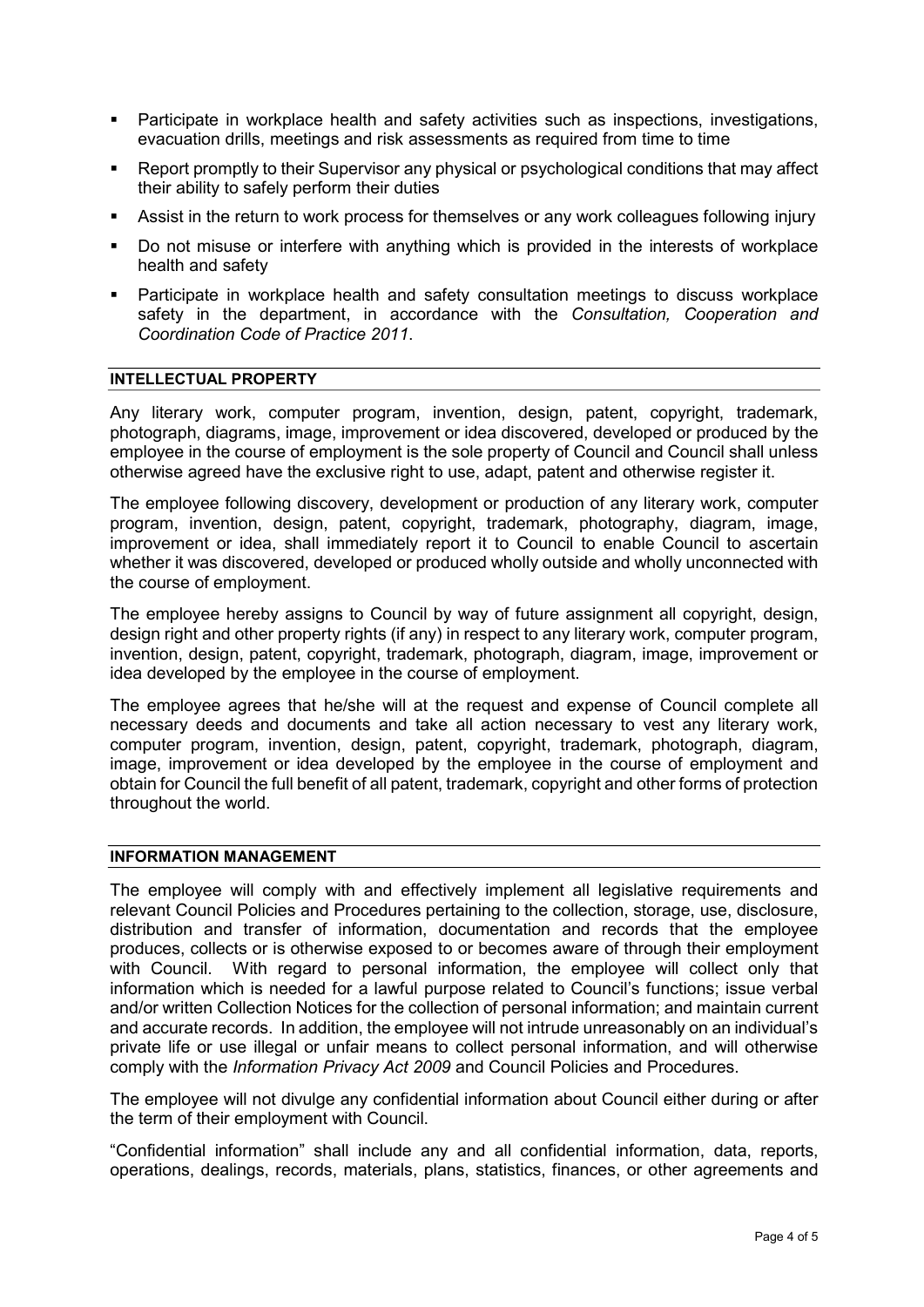- Participate in workplace health and safety activities such as inspections, investigations, evacuation drills, meetings and risk assessments as required from time to time
- Report promptly to their Supervisor any physical or psychological conditions that may affect their ability to safely perform their duties
- Assist in the return to work process for themselves or any work colleagues following injury
- Do not misuse or interfere with anything which is provided in the interests of workplace health and safety
- Participate in workplace health and safety consultation meetings to discuss workplace safety in the department, in accordance with the *Consultation, Cooperation and Coordination Code of Practice 2011*.

## INTELLECTUAL PROPERTY

Any literary work, computer program, invention, design, patent, copyright, trademark, photograph, diagrams, image, improvement or idea discovered, developed or produced by the employee in the course of employment is the sole property of Council and Council shall unless otherwise agreed have the exclusive right to use, adapt, patent and otherwise register it.

The employee following discovery, development or production of any literary work, computer program, invention, design, patent, copyright, trademark, photography, diagram, image, improvement or idea, shall immediately report it to Council to enable Council to ascertain whether it was discovered, developed or produced wholly outside and wholly unconnected with the course of employment.

The employee hereby assigns to Council by way of future assignment all copyright, design, design right and other property rights (if any) in respect to any literary work, computer program, invention, design, patent, copyright, trademark, photograph, diagram, image, improvement or idea developed by the employee in the course of employment.

The employee agrees that he/she will at the request and expense of Council complete all necessary deeds and documents and take all action necessary to vest any literary work, computer program, invention, design, patent, copyright, trademark, photograph, diagram, image, improvement or idea developed by the employee in the course of employment and obtain for Council the full benefit of all patent, trademark, copyright and other forms of protection throughout the world.

## INFORMATION MANAGEMENT

The employee will comply with and effectively implement all legislative requirements and relevant Council Policies and Procedures pertaining to the collection, storage, use, disclosure, distribution and transfer of information, documentation and records that the employee produces, collects or is otherwise exposed to or becomes aware of through their employment with Council. With regard to personal information, the employee will collect only that information which is needed for a lawful purpose related to Council's functions; issue verbal and/or written Collection Notices for the collection of personal information; and maintain current and accurate records. In addition, the employee will not intrude unreasonably on an individual's private life or use illegal or unfair means to collect personal information, and will otherwise comply with the *Information Privacy Act 2009* and Council Policies and Procedures.

The employee will not divulge any confidential information about Council either during or after the term of their employment with Council.

"Confidential information" shall include any and all confidential information, data, reports, operations, dealings, records, materials, plans, statistics, finances, or other agreements and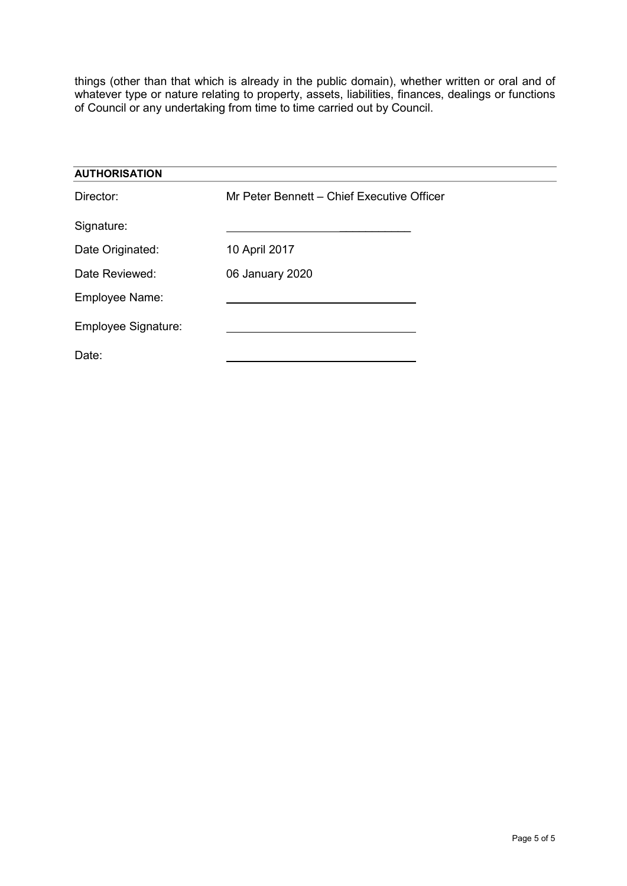things (other than that which is already in the public domain), whether written or oral and of whatever type or nature relating to property, assets, liabilities, finances, dealings or functions of Council or any undertaking from time to time carried out by Council.

**AUTHORISATION**

| | |
|---|---|
| Director: | Mr Peter Bennett – Chief Executive Officer |
| Signature: | ______________________________ |
| Date Originated: | 10 April 2017 |
| Date Reviewed: | 06 January 2020 |
| Employee Name: | ______________________________ |
| Employee Signature: | ______________________________ |
| Date: | ______________________________ |